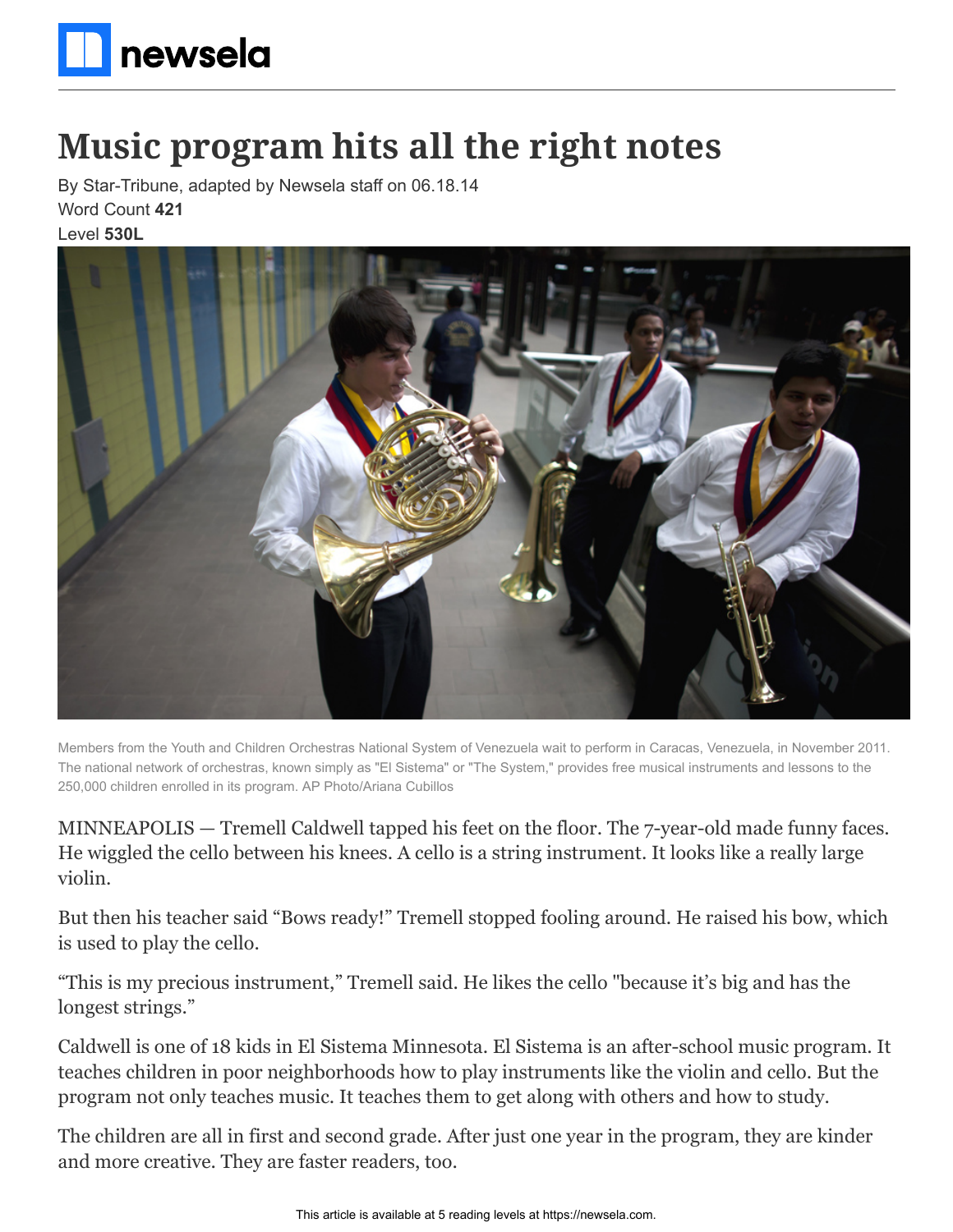# Music program hits all the right notes

By Star-Tribune, adapted by Newsela staff on 06.18.14
Word Count **421**
Level **530L**

Members from the Youth and Children Orchestras National System of Venezuela wait to perform in Caracas, Venezuela, in November 2011. The national network of orchestras, known simply as "El Sistema" or "The System," provides free musical instruments and lessons to the 250,000 children enrolled in its program. AP Photo/Ariana Cubillos

MINNEAPOLIS — Tremell Caldwell tapped his feet on the floor. The 7-year-old made funny faces. He wiggled the cello between his knees. A cello is a string instrument. It looks like a really large violin.

But then his teacher said "Bows ready!" Tremell stopped fooling around. He raised his bow, which is used to play the cello.

"This is my precious instrument," Tremell said. He likes the cello "because it's big and has the longest strings."

Caldwell is one of 18 kids in El Sistema Minnesota. El Sistema is an after-school music program. It teaches children in poor neighborhoods how to play instruments like the violin and cello. But the program not only teaches music. It teaches them to get along with others and how to study.

The children are all in first and second grade. After just one year in the program, they are kinder and more creative. They are faster readers, too.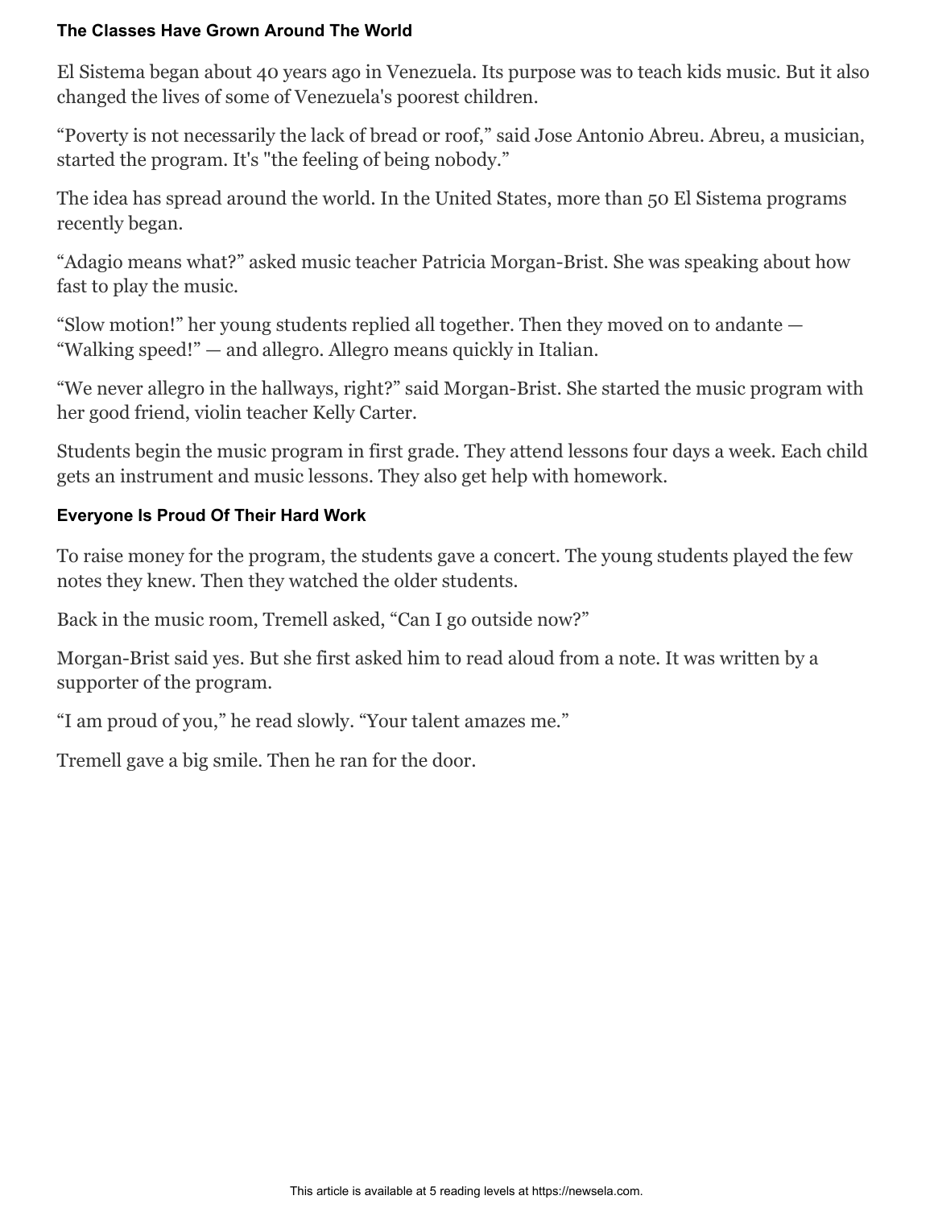### The Classes Have Grown Around The World

El Sistema began about 40 years ago in Venezuela. Its purpose was to teach kids music. But it also changed the lives of some of Venezuela's poorest children.

“Poverty is not necessarily the lack of bread or roof,” said Jose Antonio Abreu. Abreu, a musician, started the program. It's "the feeling of being nobody.”

The idea has spread around the world. In the United States, more than 50 El Sistema programs recently began.

“Adagio means what?” asked music teacher Patricia Morgan-Brist. She was speaking about how fast to play the music.

“Slow motion!” her young students replied all together. Then they moved on to andante — “Walking speed!” — and allegro. Allegro means quickly in Italian.

“We never allegro in the hallways, right?” said Morgan-Brist. She started the music program with her good friend, violin teacher Kelly Carter.

Students begin the music program in first grade. They attend lessons four days a week. Each child gets an instrument and music lessons. They also get help with homework.

### Everyone Is Proud Of Their Hard Work

To raise money for the program, the students gave a concert. The young students played the few notes they knew. Then they watched the older students.

Back in the music room, Tremell asked, “Can I go outside now?”

Morgan-Brist said yes. But she first asked him to read aloud from a note. It was written by a supporter of the program.

“I am proud of you,” he read slowly. “Your talent amazes me.”

Tremell gave a big smile. Then he ran for the door.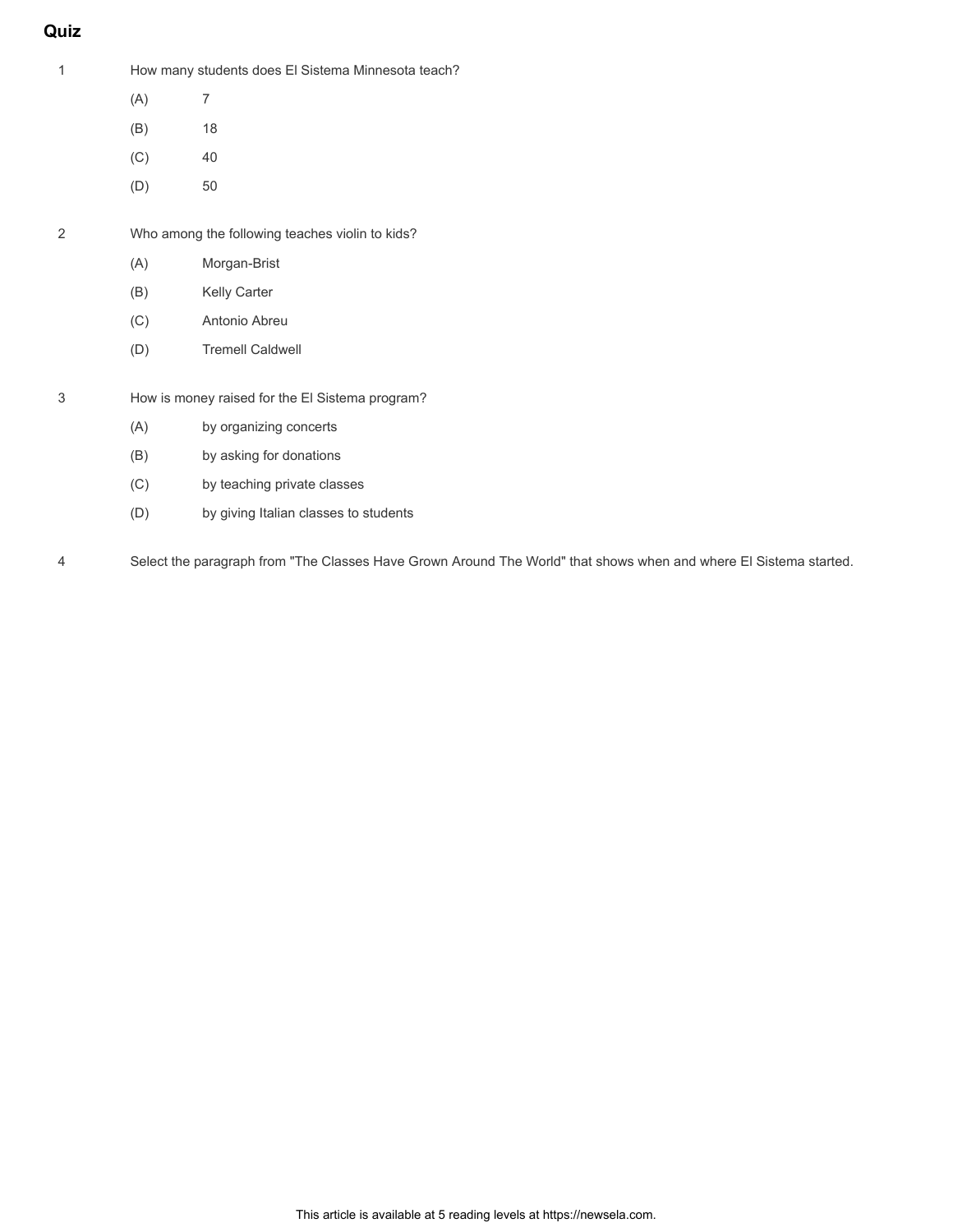## Quiz

1. How many students does El Sistema Minnesota teach?

   (A) 7

   (B) 18

   (C) 40

   (D) 50

2. Who among the following teaches violin to kids?

   (A) Morgan-Brist

   (B) Kelly Carter

   (C) Antonio Abreu

   (D) Tremell Caldwell

3. How is money raised for the El Sistema program?

   (A) by organizing concerts

   (B) by asking for donations

   (C) by teaching private classes

   (D) by giving Italian classes to students

4. Select the paragraph from "The Classes Have Grown Around The World" that shows when and where El Sistema started.